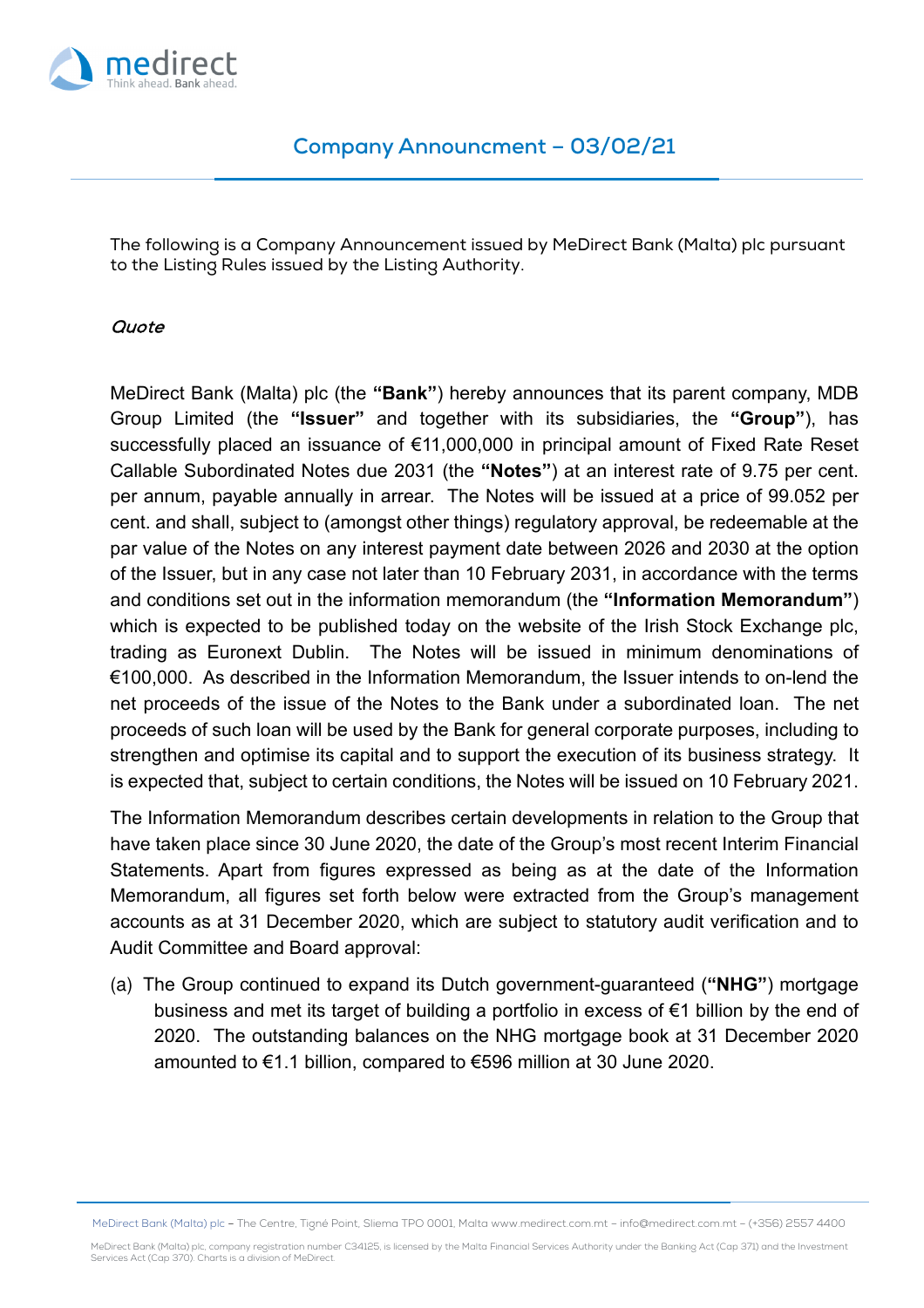# Company Announcment – 03/02/21

The following is a Company Announcement issued by MeDirect Bank (Malta) plc pursuant to the Listing Rules issued by the Listing Authority.

***Quote***

MeDirect Bank (Malta) plc (the **"Bank"**) hereby announces that its parent company, MDB Group Limited (the **"Issuer"** and together with its subsidiaries, the **"Group"**), has successfully placed an issuance of €11,000,000 in principal amount of Fixed Rate Reset Callable Subordinated Notes due 2031 (the **"Notes"**) at an interest rate of 9.75 per cent. per annum, payable annually in arrear. The Notes will be issued at a price of 99.052 per cent. and shall, subject to (amongst other things) regulatory approval, be redeemable at the par value of the Notes on any interest payment date between 2026 and 2030 at the option of the Issuer, but in any case not later than 10 February 2031, in accordance with the terms and conditions set out in the information memorandum (the **"Information Memorandum"**) which is expected to be published today on the website of the Irish Stock Exchange plc, trading as Euronext Dublin. The Notes will be issued in minimum denominations of €100,000. As described in the Information Memorandum, the Issuer intends to on-lend the net proceeds of the issue of the Notes to the Bank under a subordinated loan. The net proceeds of such loan will be used by the Bank for general corporate purposes, including to strengthen and optimise its capital and to support the execution of its business strategy. It is expected that, subject to certain conditions, the Notes will be issued on 10 February 2021.

The Information Memorandum describes certain developments in relation to the Group that have taken place since 30 June 2020, the date of the Group's most recent Interim Financial Statements. Apart from figures expressed as being as at the date of the Information Memorandum, all figures set forth below were extracted from the Group's management accounts as at 31 December 2020, which are subject to statutory audit verification and to Audit Committee and Board approval:

(a) The Group continued to expand its Dutch government-guaranteed (**"NHG"**) mortgage business and met its target of building a portfolio in excess of €1 billion by the end of 2020. The outstanding balances on the NHG mortgage book at 31 December 2020 amounted to €1.1 billion, compared to €596 million at 30 June 2020.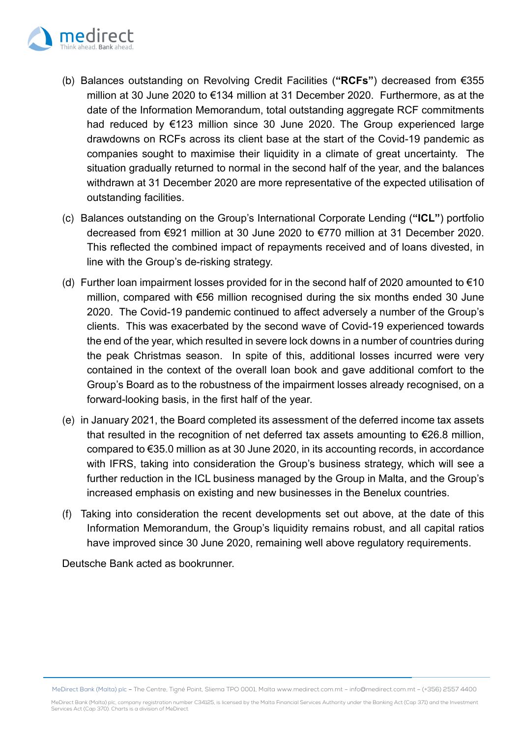(b) Balances outstanding on Revolving Credit Facilities (**"RCFs"**) decreased from €355 million at 30 June 2020 to €134 million at 31 December 2020. Furthermore, as at the date of the Information Memorandum, total outstanding aggregate RCF commitments had reduced by €123 million since 30 June 2020. The Group experienced large drawdowns on RCFs across its client base at the start of the Covid-19 pandemic as companies sought to maximise their liquidity in a climate of great uncertainty. The situation gradually returned to normal in the second half of the year, and the balances withdrawn at 31 December 2020 are more representative of the expected utilisation of outstanding facilities.

(c) Balances outstanding on the Group's International Corporate Lending (**"ICL"**) portfolio decreased from €921 million at 30 June 2020 to €770 million at 31 December 2020. This reflected the combined impact of repayments received and of loans divested, in line with the Group's de-risking strategy.

(d) Further loan impairment losses provided for in the second half of 2020 amounted to €10 million, compared with €56 million recognised during the six months ended 30 June 2020. The Covid-19 pandemic continued to affect adversely a number of the Group's clients. This was exacerbated by the second wave of Covid-19 experienced towards the end of the year, which resulted in severe lock downs in a number of countries during the peak Christmas season. In spite of this, additional losses incurred were very contained in the context of the overall loan book and gave additional comfort to the Group's Board as to the robustness of the impairment losses already recognised, on a forward-looking basis, in the first half of the year.

(e) in January 2021, the Board completed its assessment of the deferred income tax assets that resulted in the recognition of net deferred tax assets amounting to €26.8 million, compared to €35.0 million as at 30 June 2020, in its accounting records, in accordance with IFRS, taking into consideration the Group's business strategy, which will see a further reduction in the ICL business managed by the Group in Malta, and the Group's increased emphasis on existing and new businesses in the Benelux countries.

(f) Taking into consideration the recent developments set out above, at the date of this Information Memorandum, the Group's liquidity remains robust, and all capital ratios have improved since 30 June 2020, remaining well above regulatory requirements.

Deutsche Bank acted as bookrunner.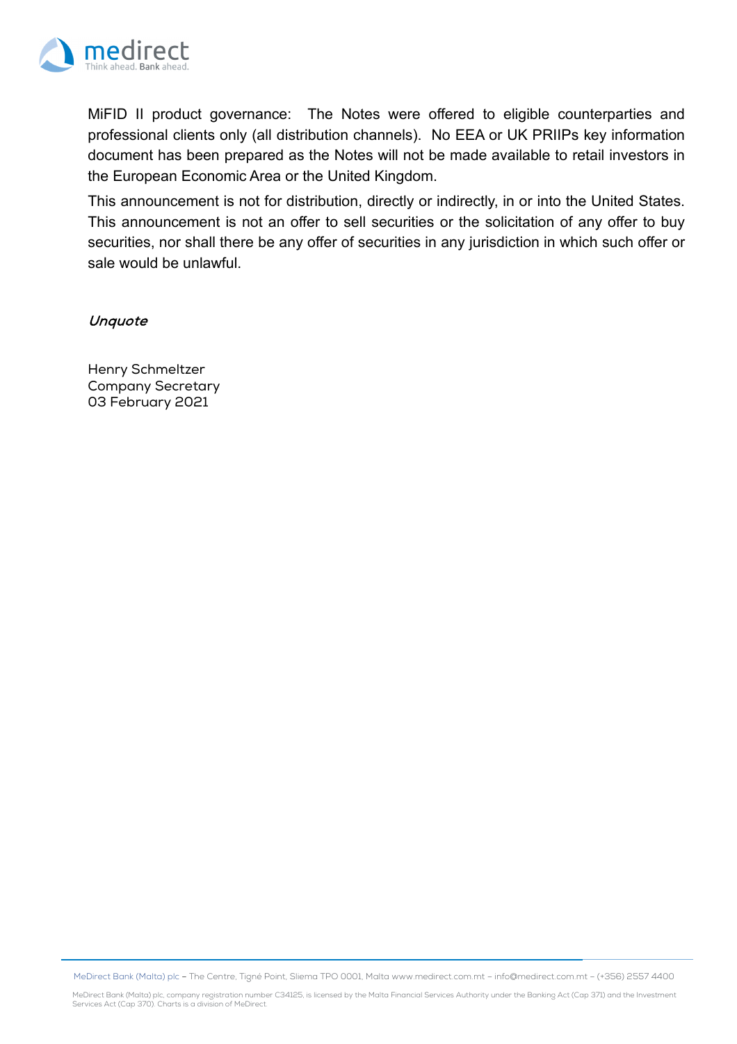MiFID II product governance: The Notes were offered to eligible counterparties and professional clients only (all distribution channels). No EEA or UK PRIIPs key information document has been prepared as the Notes will not be made available to retail investors in the European Economic Area or the United Kingdom.

This announcement is not for distribution, directly or indirectly, in or into the United States. This announcement is not an offer to sell securities or the solicitation of any offer to buy securities, nor shall there be any offer of securities in any jurisdiction in which such offer or sale would be unlawful.

***Unquote***

Henry Schmeltzer
Company Secretary
03 February 2021

MeDirect Bank (Malta) plc – The Centre, Tigné Point, Sliema TPO 0001, Malta www.medirect.com.mt – info@medirect.com.mt – (+356) 2557 4400

MeDirect Bank (Malta) plc, company registration number C34125, is licensed by the Malta Financial Services Authority under the Banking Act (Cap 371) and the Investment Services Act (Cap 370). Charts is a division of MeDirect.